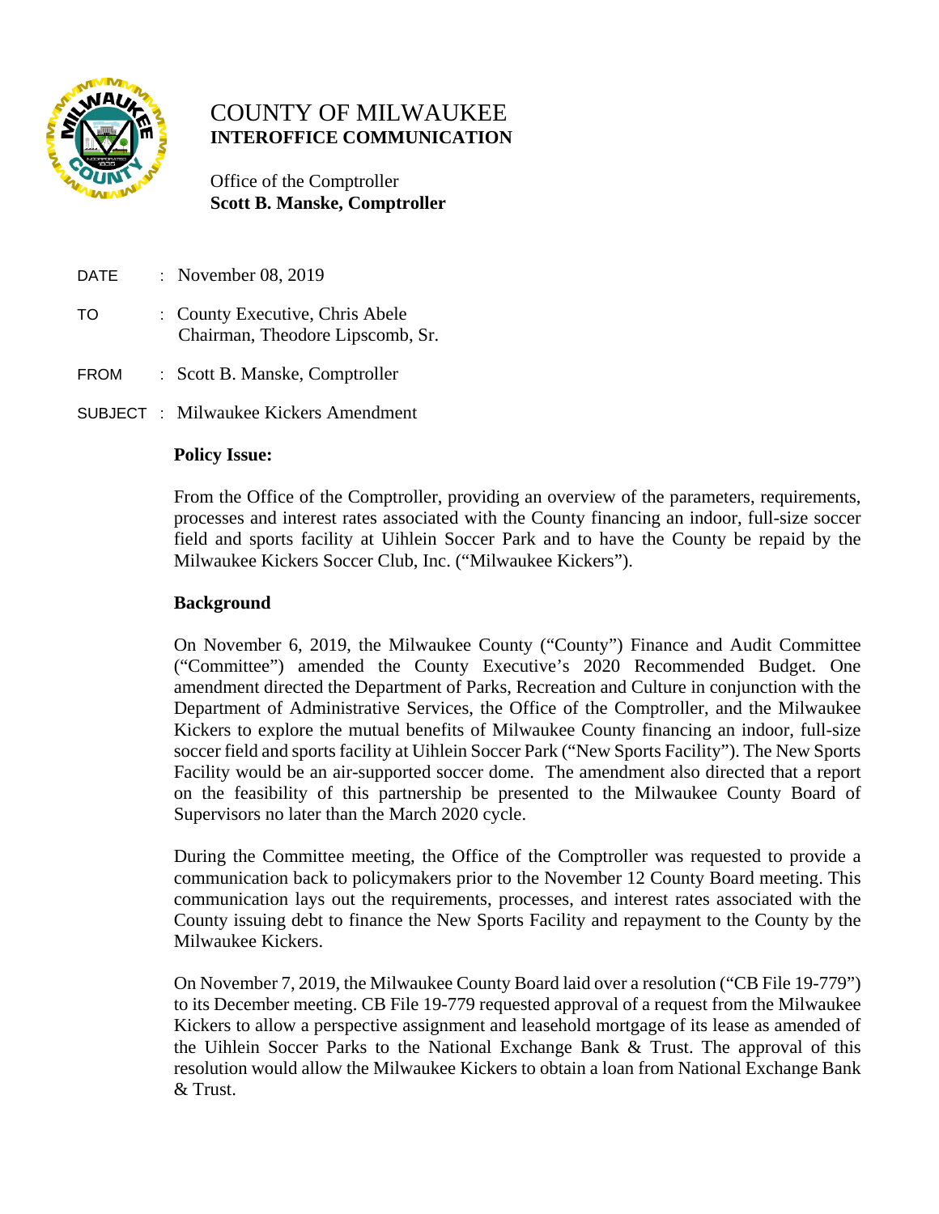# COUNTY OF MILWAUKEE
**INTEROFFICE COMMUNICATION**

Office of the Comptroller
**Scott B. Manske, Comptroller**

DATE : November 08, 2019

TO : County Executive, Chris Abele
Chairman, Theodore Lipscomb, Sr.

FROM : Scott B. Manske, Comptroller

SUBJECT : Milwaukee Kickers Amendment

**Policy Issue:**

From the Office of the Comptroller, providing an overview of the parameters, requirements, processes and interest rates associated with the County financing an indoor, full-size soccer field and sports facility at Uihlein Soccer Park and to have the County be repaid by the Milwaukee Kickers Soccer Club, Inc. ("Milwaukee Kickers").

**Background**

On November 6, 2019, the Milwaukee County ("County") Finance and Audit Committee ("Committee") amended the County Executive's 2020 Recommended Budget. One amendment directed the Department of Parks, Recreation and Culture in conjunction with the Department of Administrative Services, the Office of the Comptroller, and the Milwaukee Kickers to explore the mutual benefits of Milwaukee County financing an indoor, full-size soccer field and sports facility at Uihlein Soccer Park ("New Sports Facility"). The New Sports Facility would be an air-supported soccer dome. The amendment also directed that a report on the feasibility of this partnership be presented to the Milwaukee County Board of Supervisors no later than the March 2020 cycle.

During the Committee meeting, the Office of the Comptroller was requested to provide a communication back to policymakers prior to the November 12 County Board meeting. This communication lays out the requirements, processes, and interest rates associated with the County issuing debt to finance the New Sports Facility and repayment to the County by the Milwaukee Kickers.

On November 7, 2019, the Milwaukee County Board laid over a resolution ("CB File 19-779") to its December meeting. CB File 19-779 requested approval of a request from the Milwaukee Kickers to allow a perspective assignment and leasehold mortgage of its lease as amended of the Uihlein Soccer Parks to the National Exchange Bank & Trust. The approval of this resolution would allow the Milwaukee Kickers to obtain a loan from National Exchange Bank & Trust.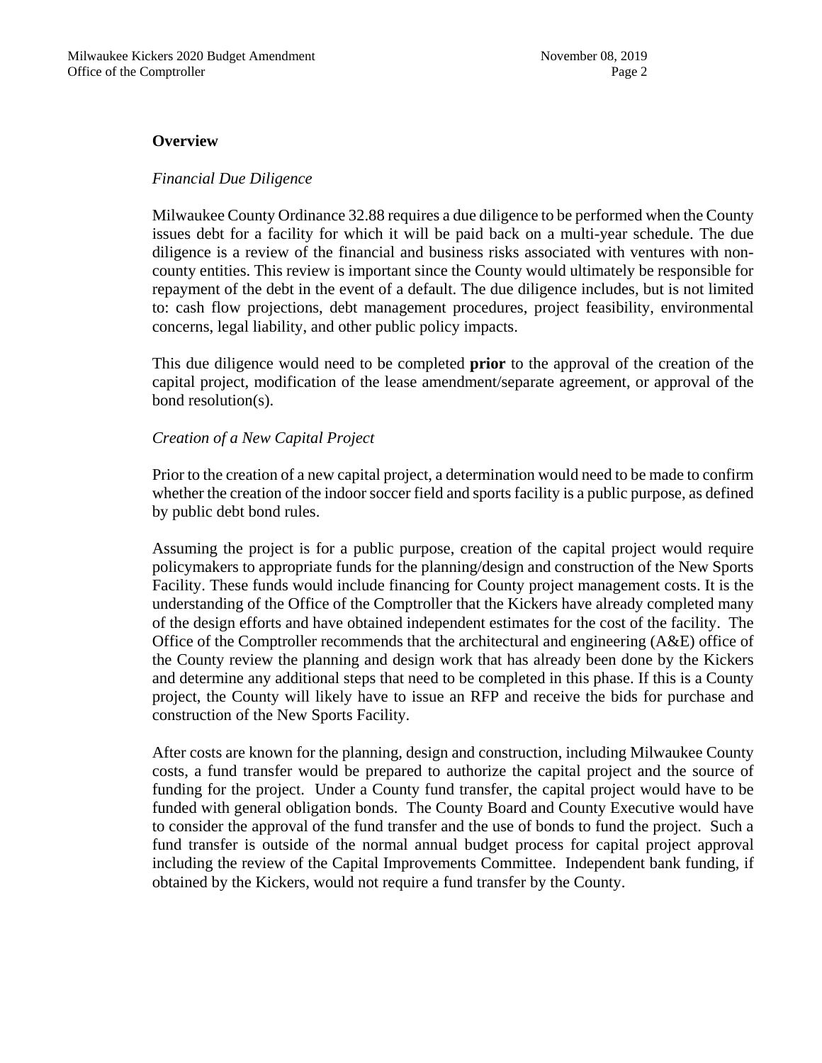## Overview

*Financial Due Diligence*

Milwaukee County Ordinance 32.88 requires a due diligence to be performed when the County issues debt for a facility for which it will be paid back on a multi-year schedule. The due diligence is a review of the financial and business risks associated with ventures with non-county entities. This review is important since the County would ultimately be responsible for repayment of the debt in the event of a default. The due diligence includes, but is not limited to: cash flow projections, debt management procedures, project feasibility, environmental concerns, legal liability, and other public policy impacts.

This due diligence would need to be completed **prior** to the approval of the creation of the capital project, modification of the lease amendment/separate agreement, or approval of the bond resolution(s).

*Creation of a New Capital Project*

Prior to the creation of a new capital project, a determination would need to be made to confirm whether the creation of the indoor soccer field and sports facility is a public purpose, as defined by public debt bond rules.

Assuming the project is for a public purpose, creation of the capital project would require policymakers to appropriate funds for the planning/design and construction of the New Sports Facility. These funds would include financing for County project management costs. It is the understanding of the Office of the Comptroller that the Kickers have already completed many of the design efforts and have obtained independent estimates for the cost of the facility. The Office of the Comptroller recommends that the architectural and engineering (A&E) office of the County review the planning and design work that has already been done by the Kickers and determine any additional steps that need to be completed in this phase. If this is a County project, the County will likely have to issue an RFP and receive the bids for purchase and construction of the New Sports Facility.

After costs are known for the planning, design and construction, including Milwaukee County costs, a fund transfer would be prepared to authorize the capital project and the source of funding for the project. Under a County fund transfer, the capital project would have to be funded with general obligation bonds. The County Board and County Executive would have to consider the approval of the fund transfer and the use of bonds to fund the project. Such a fund transfer is outside of the normal annual budget process for capital project approval including the review of the Capital Improvements Committee. Independent bank funding, if obtained by the Kickers, would not require a fund transfer by the County.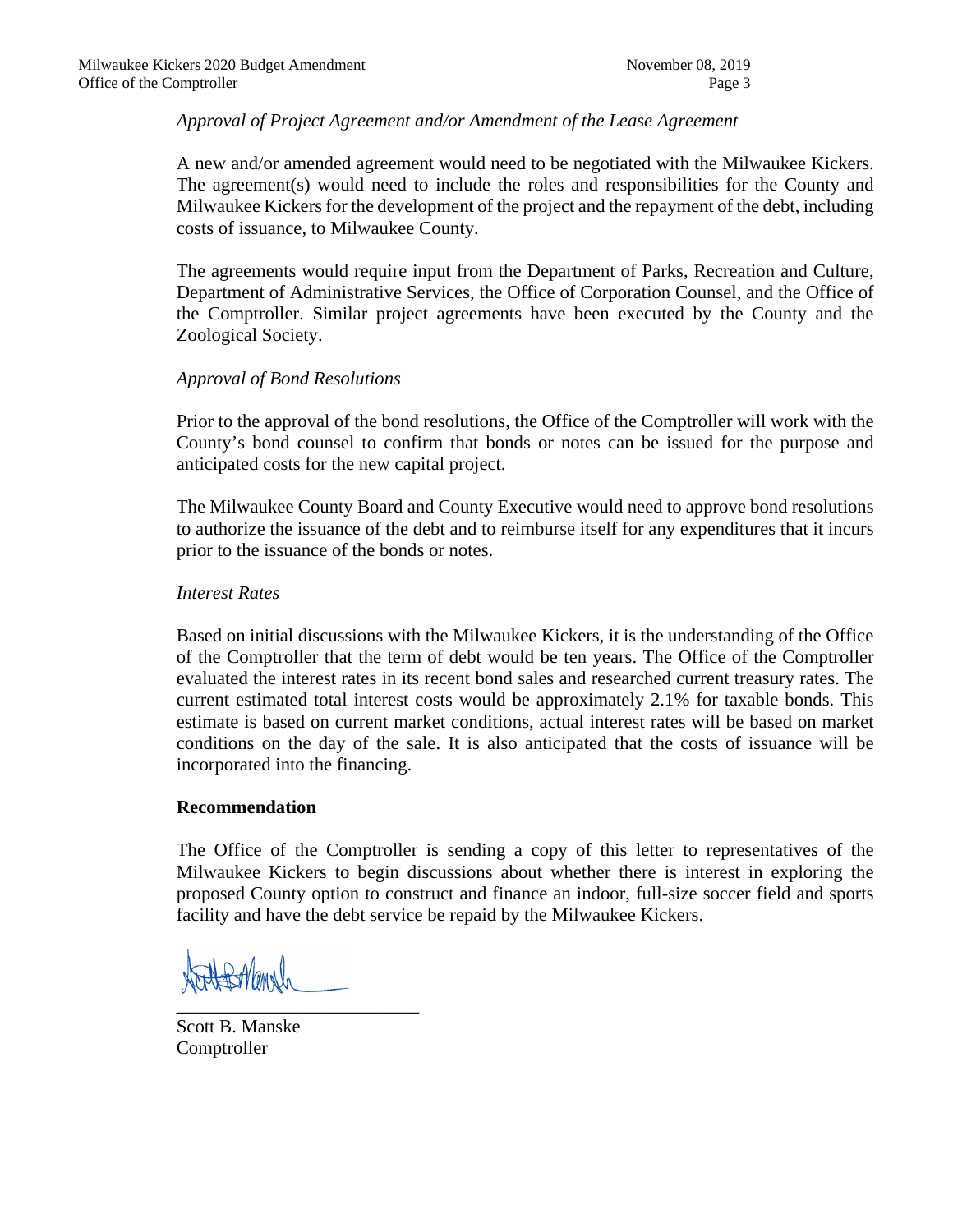*Approval of Project Agreement and/or Amendment of the Lease Agreement*

A new and/or amended agreement would need to be negotiated with the Milwaukee Kickers. The agreement(s) would need to include the roles and responsibilities for the County and Milwaukee Kickers for the development of the project and the repayment of the debt, including costs of issuance, to Milwaukee County.

The agreements would require input from the Department of Parks, Recreation and Culture, Department of Administrative Services, the Office of Corporation Counsel, and the Office of the Comptroller. Similar project agreements have been executed by the County and the Zoological Society.

*Approval of Bond Resolutions*

Prior to the approval of the bond resolutions, the Office of the Comptroller will work with the County's bond counsel to confirm that bonds or notes can be issued for the purpose and anticipated costs for the new capital project.

The Milwaukee County Board and County Executive would need to approve bond resolutions to authorize the issuance of the debt and to reimburse itself for any expenditures that it incurs prior to the issuance of the bonds or notes.

*Interest Rates*

Based on initial discussions with the Milwaukee Kickers, it is the understanding of the Office of the Comptroller that the term of debt would be ten years. The Office of the Comptroller evaluated the interest rates in its recent bond sales and researched current treasury rates. The current estimated total interest costs would be approximately 2.1% for taxable bonds. This estimate is based on current market conditions, actual interest rates will be based on market conditions on the day of the sale. It is also anticipated that the costs of issuance will be incorporated into the financing.

**Recommendation**

The Office of the Comptroller is sending a copy of this letter to representatives of the Milwaukee Kickers to begin discussions about whether there is interest in exploring the proposed County option to construct and finance an indoor, full-size soccer field and sports facility and have the debt service be repaid by the Milwaukee Kickers.

\_\_\_\_\_\_\_\_\_\_\_\_\_\_\_\_\_\_\_\_\_\_\_\_\_\_

Scott B. Manske
Comptroller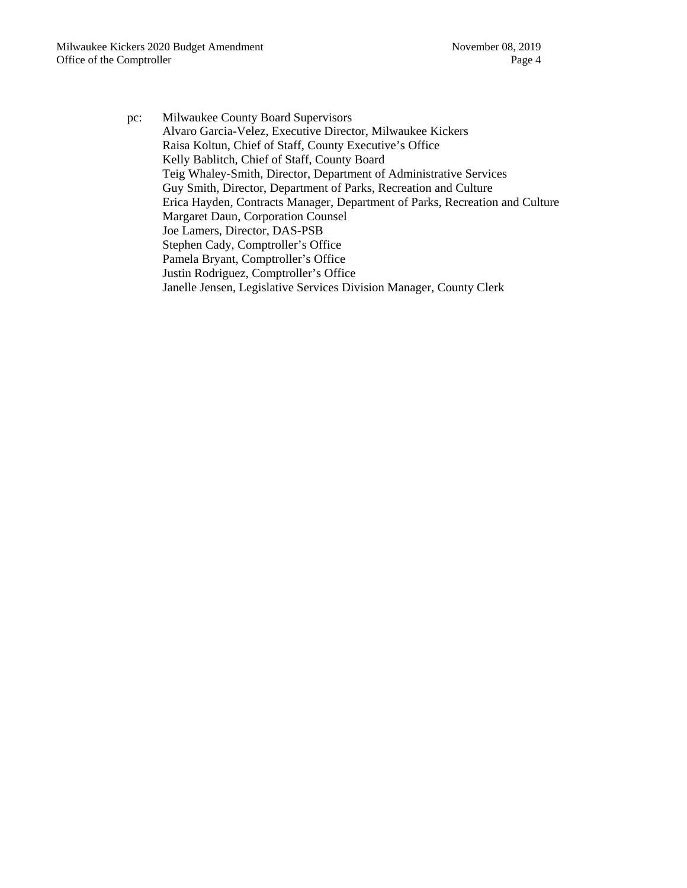pc: Milwaukee County Board Supervisors
Alvaro Garcia-Velez, Executive Director, Milwaukee Kickers
Raisa Koltun, Chief of Staff, County Executive's Office
Kelly Bablitch, Chief of Staff, County Board
Teig Whaley-Smith, Director, Department of Administrative Services
Guy Smith, Director, Department of Parks, Recreation and Culture
Erica Hayden, Contracts Manager, Department of Parks, Recreation and Culture
Margaret Daun, Corporation Counsel
Joe Lamers, Director, DAS-PSB
Stephen Cady, Comptroller's Office
Pamela Bryant, Comptroller's Office
Justin Rodriguez, Comptroller's Office
Janelle Jensen, Legislative Services Division Manager, County Clerk